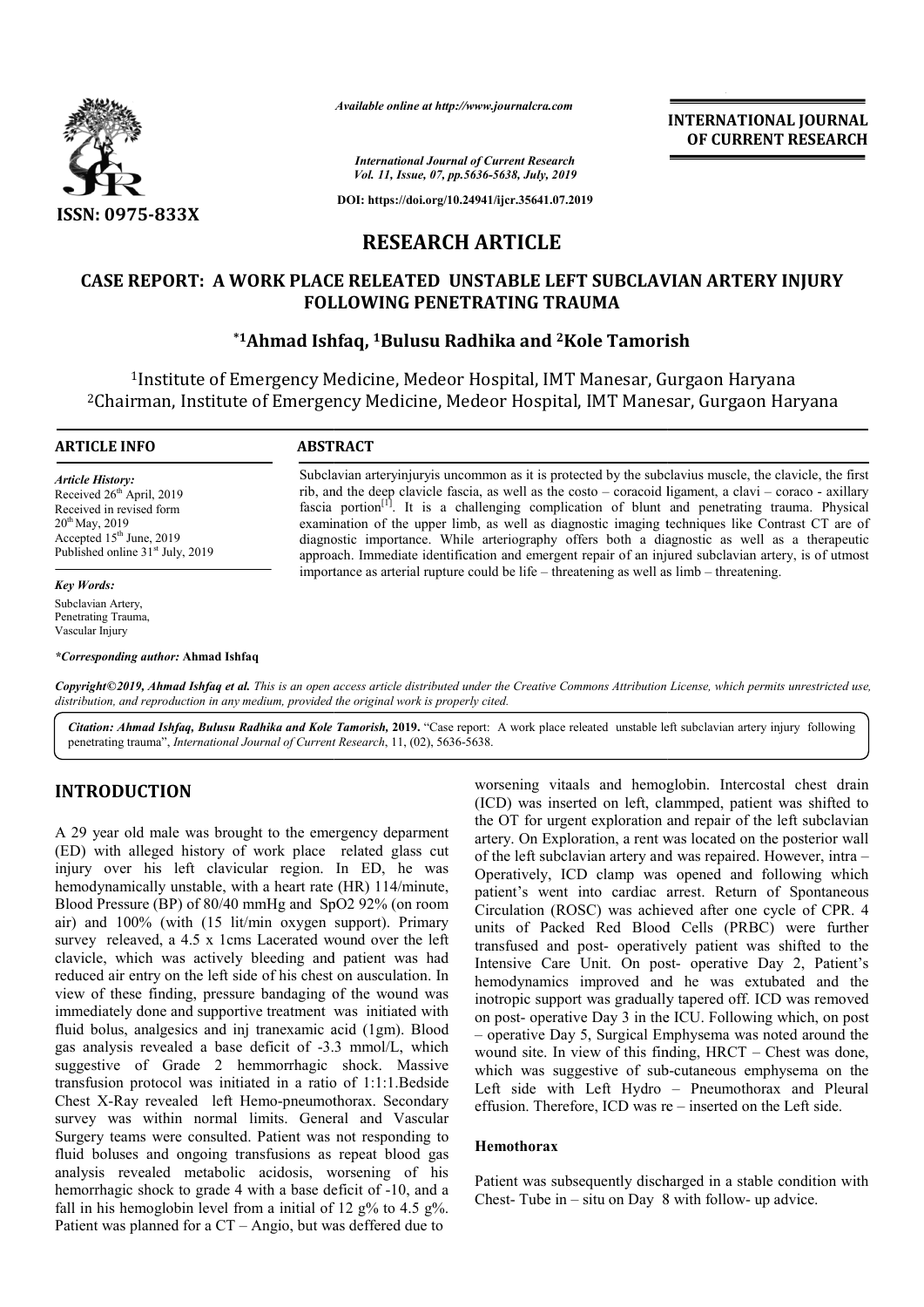# RESEARCH ARTICLE

## CASE REPORT: A WORK PLACE RELEATED UNSTABLE LEFT SUBCLAVIAN ARTERY INJURY FOLLOWING PENETRATING TRAUMA

**\*[1]Ahmad Ishfaq, [1]Bulusu Radhika and [2]Kole Tamorish**

[1]Institute of Emergency Medicine, Medeor Hospital, IMT Manesar, Gurgaon Haryana
[2]Chairman, Institute of Emergency Medicine, Medeor Hospital, IMT Manesar, Gurgaon Haryana

### ARTICLE INFO

*Article History:*
Received 26th April, 2019
Received in revised form
20th May, 2019
Accepted 15th June, 2019
Published online 31st July, 2019

*Key Words:*
Subclavian Artery,
Penetrating Trauma,
Vascular Injury

*\*Corresponding author:* **Ahmad Ishfaq**

### ABSTRACT

Subclavian arteryinjuryis uncommon as it is protected by the subclavius muscle, the clavicle, the first rib, and the deep clavicle fascia, as well as the costo – coracoid ligament, a clavi – coraco - axillary fascia portion[1]. It is a challenging complication of blunt and penetrating trauma. Physical examination of the upper limb, as well as diagnostic imaging techniques like Contrast CT are of diagnostic importance. While arteriography offers both a diagnostic as well as a therapeutic approach. Immediate identification and emergent repair of an injured subclavian artery, is of utmost importance as arterial rupture could be life – threatening as well as limb – threatening.

*Copyright©2019, Ahmad Ishfaq et al. This is an open access article distributed under the Creative Commons Attribution License, which permits unrestricted use, distribution, and reproduction in any medium, provided the original work is properly cited.*

*Citation: Ahmad Ishfaq, Bulusu Radhika and Kole Tamorish,* **2019.** "Case report: A work place releated unstable left subclavian artery injury following penetrating trauma", *International Journal of Current Research*, 11, (02), 5636-5638.

## INTRODUCTION

A 29 year old male was brought to the emergency deparment (ED) with alleged history of work place related glass cut injury over his left clavicular region. In ED, he was hemodynamically unstable, with a heart rate (HR) 114/minute, Blood Pressure (BP) of 80/40 mmHg and SpO2 92% (on room air) and 100% (with (15 lit/min oxygen support). Primary survey releaved, a 4.5 x 1cms Lacerated wound over the left clavicle, which was actively bleeding and patient was had reduced air entry on the left side of his chest on ausculation. In view of these finding, pressure bandaging of the wound was immediately done and supportive treatment was initiated with fluid bolus, analgesics and inj tranexamic acid (1gm). Blood gas analysis revealed a base deficit of -3.3 mmol/L, which suggestive of Grade 2 hemmorrhagic shock. Massive transfusion protocol was initiated in a ratio of 1:1:1.Bedside Chest X-Ray revealed left Hemo-pneumothorax. Secondary survey was within normal limits. General and Vascular Surgery teams were consulted. Patient was not responding to fluid boluses and ongoing transfusions as repeat blood gas analysis revealed metabolic acidosis, worsening of his hemorrhagic shock to grade 4 with a base deficit of -10, and a fall in his hemoglobin level from a initial of 12 g% to 4.5 g%. Patient was planned for a CT – Angio, but was deffered due to worsening vitaals and hemoglobin. Intercostal chest drain (ICD) was inserted on left, clammped, patient was shifted to the OT for urgent exploration and repair of the left subclavian artery. On Exploration, a rent was located on the posterior wall of the left subclavian artery and was repaired. However, intra – Operatively, ICD clamp was opened and following which patient's went into cardiac arrest. Return of Spontaneous Circulation (ROSC) was achieved after one cycle of CPR. 4 units of Packed Red Blood Cells (PRBC) were further transfused and post- operatively patient was shifted to the Intensive Care Unit. On post- operative Day 2, Patient's hemodynamics improved and he was extubated and the inotropic support was gradually tapered off. ICD was removed on post- operative Day 3 in the ICU. Following which, on post – operative Day 5, Surgical Emphysema was noted around the wound site. In view of this finding, HRCT – Chest was done, which was suggestive of sub-cutaneous emphysema on the Left side with Left Hydro – Pneumothorax and Pleural effusion. Therefore, ICD was re – inserted on the Left side.

### Hemothorax

Patient was subsequently discharged in a stable condition with Chest- Tube in – situ on Day 8 with follow- up advice.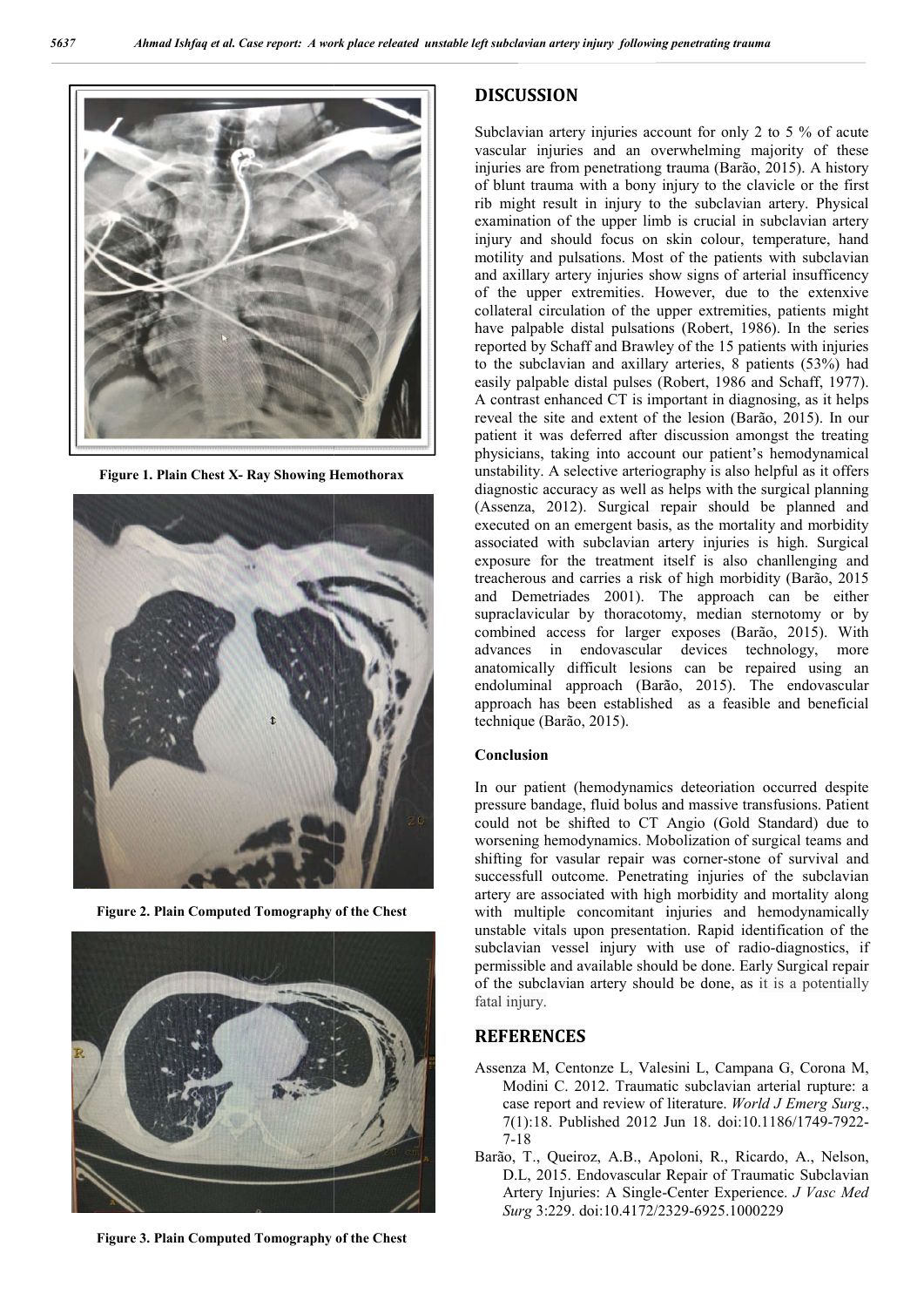Figure 1. Plain Chest X- Ray Showing Hemothorax

Figure 2. Plain Computed Tomography of the Chest

Figure 3. Plain Computed Tomography of the Chest

## DISCUSSION

Subclavian artery injuries account for only 2 to 5 % of acute vascular injuries and an overwhelming majority of these injuries are from penetrationg trauma (Barão, 2015). A history of blunt trauma with a bony injury to the clavicle or the first rib might result in injury to the subclavian artery. Physical examination of the upper limb is crucial in subclavian artery injury and should focus on skin colour, temperature, hand motility and pulsations. Most of the patients with subclavian and axillary artery injuries show signs of arterial insufficency of the upper extremities. However, due to the extenxive collateral circulation of the upper extremities, patients might have palpable distal pulsations (Robert, 1986). In the series reported by Schaff and Brawley of the 15 patients with injuries to the subclavian and axillary arteries, 8 patients (53%) had easily palpable distal pulses (Robert, 1986 and Schaff, 1977). A contrast enhanced CT is important in diagnosing, as it helps reveal the site and extent of the lesion (Barão, 2015). In our patient it was deferred after discussion amongst the treating physicians, taking into account our patient's hemodynamical unstability. A selective arteriography is also helpful as it offers diagnostic accuracy as well as helps with the surgical planning (Assenza, 2012). Surgical repair should be planned and executed on an emergent basis, as the mortality and morbidity associated with subclavian artery injuries is high. Surgical exposure for the treatment itself is also chanllenging and treacherous and carries a risk of high morbidity (Barão, 2015 and Demetriades 2001). The approach can be either supraclavicular by thoracotomy, median sternotomy or by combined access for larger exposes (Barão, 2015). With advances in endovascular devices technology, more anatomically difficult lesions can be repaired using an endoluminal approach (Barão, 2015). The endovascular approach has been established as a feasible and beneficial technique (Barão, 2015).

### Conclusion

In our patient (hemodynamics deteoriation occurred despite pressure bandage, fluid bolus and massive transfusions. Patient could not be shifted to CT Angio (Gold Standard) due to worsening hemodynamics. Mobolization of surgical teams and shifting for vasular repair was corner-stone of survival and successfull outcome. Penetrating injuries of the subclavian artery are associated with high morbidity and mortality along with multiple concomitant injuries and hemodynamically unstable vitals upon presentation. Rapid identification of the subclavian vessel injury with use of radio-diagnostics, if permissible and available should be done. Early Surgical repair of the subclavian artery should be done, as it is a potentially fatal injury.

## REFERENCES

Assenza M, Centonze L, Valesini L, Campana G, Corona M, Modini C. 2012. Traumatic subclavian arterial rupture: a case report and review of literature. *World J Emerg Surg*., 7(1):18. Published 2012 Jun 18. doi:10.1186/1749-7922-7-18

Barão, T., Queiroz, A.B., Apoloni, R., Ricardo, A., Nelson, D.L, 2015. Endovascular Repair of Traumatic Subclavian Artery Injuries: A Single-Center Experience. *J Vasc Med Surg* 3:229. doi:10.4172/2329-6925.1000229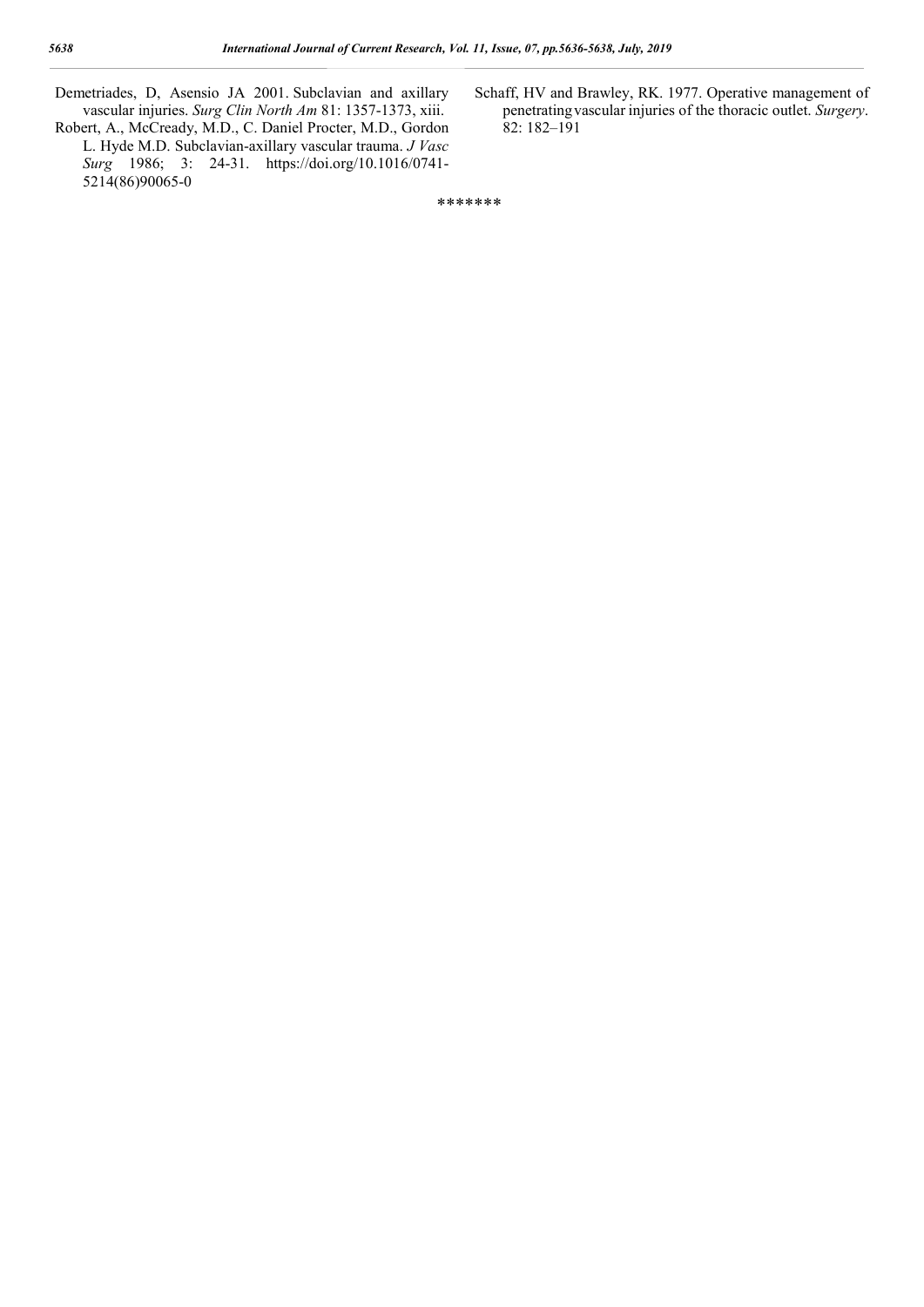Demetriades, D, Asensio JA 2001. Subclavian and axillary vascular injuries. *Surg Clin North Am* 81: 1357-1373, xiii.

Robert, A., McCready, M.D., C. Daniel Procter, M.D., Gordon L. Hyde M.D. Subclavian-axillary vascular trauma. *J Vasc Surg* 1986; 3: 24-31. https://doi.org/10.1016/0741-5214(86)90065-0

Schaff, HV and Brawley, RK. 1977. Operative management of penetrating vascular injuries of the thoracic outlet. *Surgery*. 82: 182–191

*******